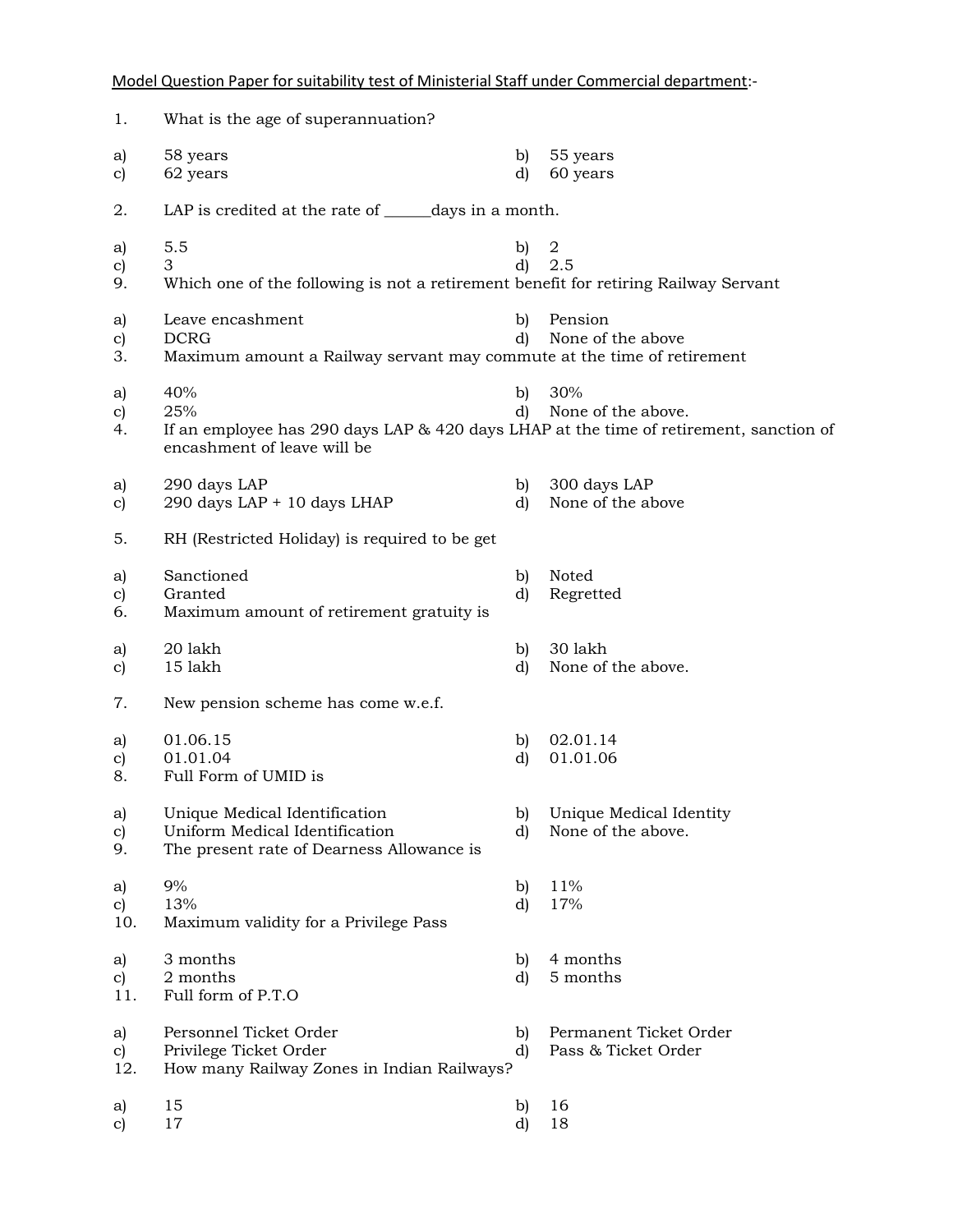<u>Model Question Paper for suitability test of Ministerial Staff under Commercial department</u>:-

1. What is the age of superannuation?

a) 58 years
b) 55 years
c) 62 years
d) 60 years

2. LAP is credited at the rate of ______days in a month.

a) 5.5
b) 2
c) 3
d) 2.5

9. Which one of the following is not a retirement benefit for retiring Railway Servant

a) Leave encashment
b) Pension
c) DCRG
d) None of the above

3. Maximum amount a Railway servant may commute at the time of retirement

a) 40%
b) 30%
c) 25%
d) None of the above.

4. If an employee has 290 days LAP & 420 days LHAP at the time of retirement, sanction of encashment of leave will be

a) 290 days LAP
b) 300 days LAP
c) 290 days LAP + 10 days LHAP
d) None of the above

5. RH (Restricted Holiday) is required to be get

a) Sanctioned
b) Noted
c) Granted
d) Regretted

6. Maximum amount of retirement gratuity is

a) 20 lakh
b) 30 lakh
c) 15 lakh
d) None of the above.

7. New pension scheme has come w.e.f.

a) 01.06.15
b) 02.01.14
c) 01.01.04
d) 01.01.06

8. Full Form of UMID is

a) Unique Medical Identification
b) Unique Medical Identity
c) Uniform Medical Identification
d) None of the above.

9. The present rate of Dearness Allowance is

a) 9%
b) 11%
c) 13%
d) 17%

10. Maximum validity for a Privilege Pass

a) 3 months
b) 4 months
c) 2 months
d) 5 months

11. Full form of P.T.O

a) Personnel Ticket Order
b) Permanent Ticket Order
c) Privilege Ticket Order
d) Pass & Ticket Order

12. How many Railway Zones in Indian Railways?

a) 15
b) 16
c) 17
d) 18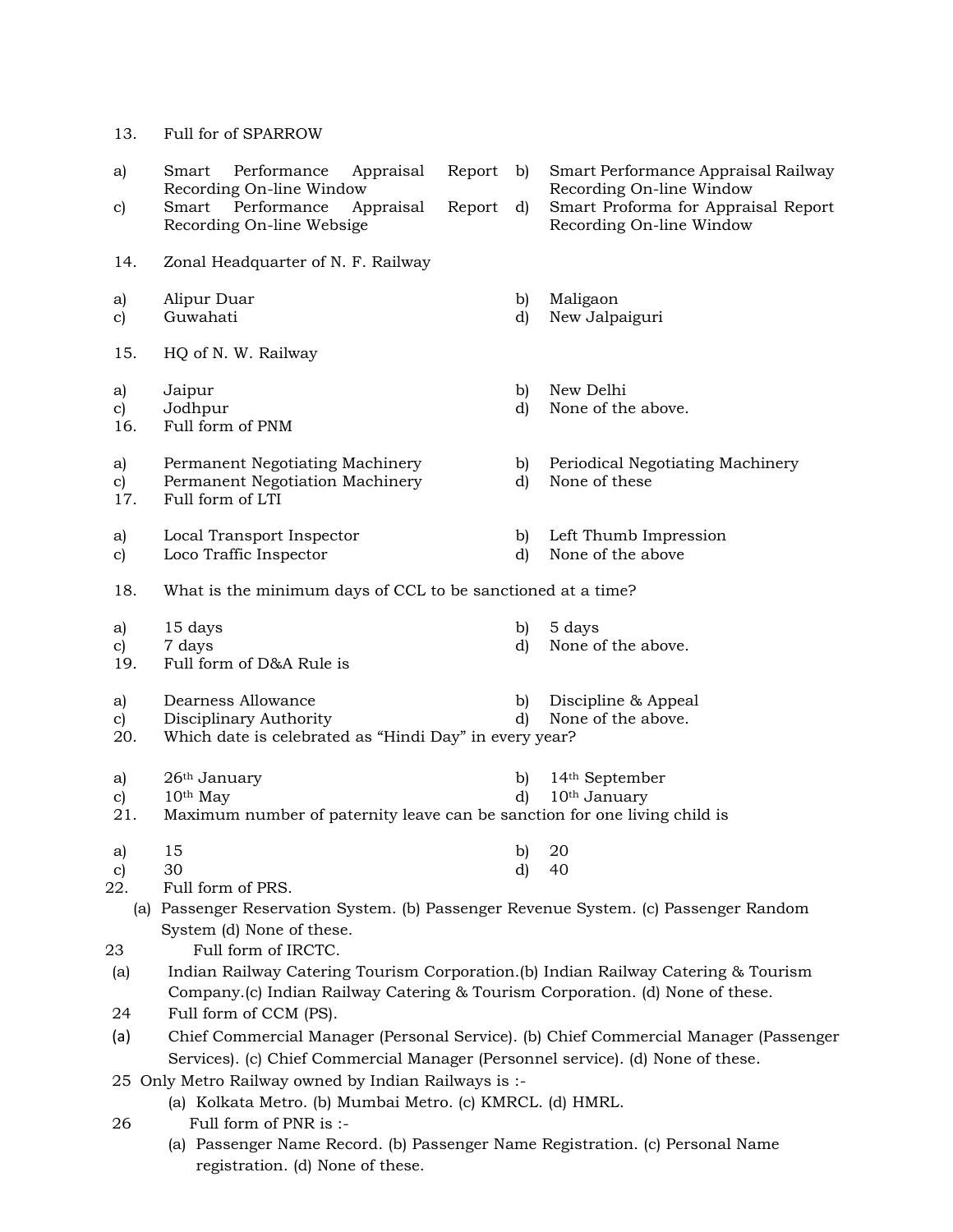13. Full for of SPARROW

a) Smart Performance Appraisal Report Recording On-line Window
b) Smart Performance Appraisal Railway Recording On-line Window
c) Smart Performance Appraisal Report Recording On-line Websige
d) Smart Proforma for Appraisal Report Recording On-line Window

14. Zonal Headquarter of N. F. Railway

a) Alipur Duar
b) Maligaon
c) Guwahati
d) New Jalpaiguri

15. HQ of N. W. Railway

a) Jaipur
b) New Delhi
c) Jodhpur
d) None of the above.

16. Full form of PNM

a) Permanent Negotiating Machinery
b) Periodical Negotiating Machinery
c) Permanent Negotiation Machinery
d) None of these

17. Full form of LTI

a) Local Transport Inspector
b) Left Thumb Impression
c) Loco Traffic Inspector
d) None of the above

18. What is the minimum days of CCL to be sanctioned at a time?

a) 15 days
b) 5 days
c) 7 days
d) None of the above.

19. Full form of D&A Rule is

a) Dearness Allowance
b) Discipline & Appeal
c) Disciplinary Authority
d) None of the above.

20. Which date is celebrated as “Hindi Day” in every year?

a) 26th January
b) 14th September
c) 10th May
d) 10th January

21. Maximum number of paternity leave can be sanction for one living child is

a) 15
b) 20
c) 30
d) 40

22. Full form of PRS.

(a) Passenger Reservation System. (b) Passenger Revenue System. (c) Passenger Random System (d) None of these.

23 Full form of IRCTC.

(a) Indian Railway Catering Tourism Corporation.(b) Indian Railway Catering & Tourism Company.(c) Indian Railway Catering & Tourism Corporation. (d) None of these.

24 Full form of CCM (PS).

(a) Chief Commercial Manager (Personal Service). (b) Chief Commercial Manager (Passenger Services). (c) Chief Commercial Manager (Personnel service). (d) None of these.

25 Only Metro Railway owned by Indian Railways is :-

(a) Kolkata Metro. (b) Mumbai Metro. (c) KMRCL. (d) HMRL.

26 Full form of PNR is :-

(a) Passenger Name Record. (b) Passenger Name Registration. (c) Personal Name registration. (d) None of these.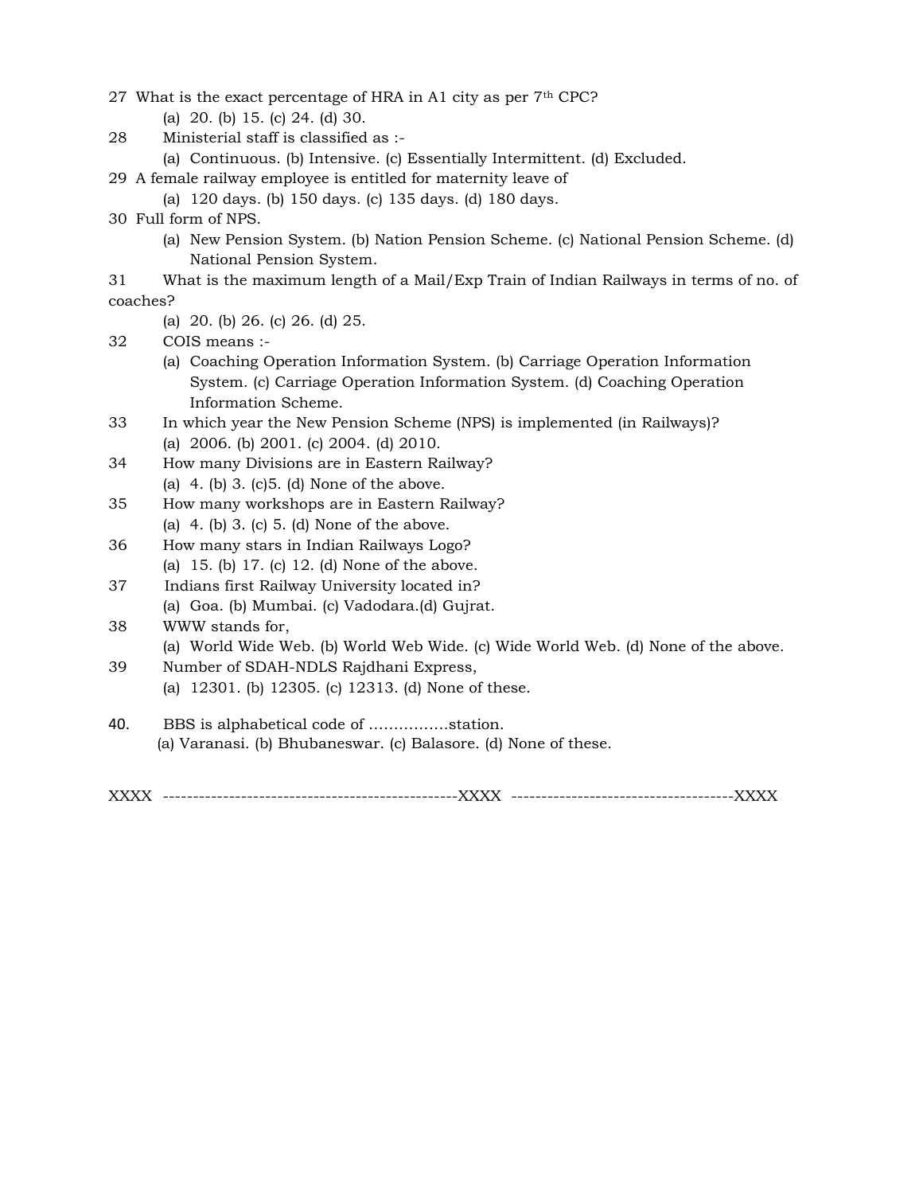27 What is the exact percentage of HRA in A1 city as per 7th CPC?

(a) 20. (b) 15. (c) 24. (d) 30.

28 Ministerial staff is classified as :-

(a) Continuous. (b) Intensive. (c) Essentially Intermittent. (d) Excluded.

29 A female railway employee is entitled for maternity leave of

(a) 120 days. (b) 150 days. (c) 135 days. (d) 180 days.

30 Full form of NPS.

(a) New Pension System. (b) Nation Pension Scheme. (c) National Pension Scheme. (d) National Pension System.

31 What is the maximum length of a Mail/Exp Train of Indian Railways in terms of no. of coaches?

(a) 20. (b) 26. (c) 26. (d) 25.

32 COIS means :-

(a) Coaching Operation Information System. (b) Carriage Operation Information System. (c) Carriage Operation Information System. (d) Coaching Operation Information Scheme.

33 In which year the New Pension Scheme (NPS) is implemented (in Railways)?

(a) 2006. (b) 2001. (c) 2004. (d) 2010.

34 How many Divisions are in Eastern Railway?

(a) 4. (b) 3. (c)5. (d) None of the above.

35 How many workshops are in Eastern Railway?

(a) 4. (b) 3. (c) 5. (d) None of the above.

36 How many stars in Indian Railways Logo?

(a) 15. (b) 17. (c) 12. (d) None of the above.

37 Indians first Railway University located in?

(a) Goa. (b) Mumbai. (c) Vadodara.(d) Gujrat.

38 WWW stands for,

(a) World Wide Web. (b) World Web Wide. (c) Wide World Web. (d) None of the above.

39 Number of SDAH-NDLS Rajdhani Express,

(a) 12301. (b) 12305. (c) 12313. (d) None of these.

40. BBS is alphabetical code of …………….station.

(a) Varanasi. (b) Bhubaneswar. (c) Balasore. (d) None of these.

XXXX ------------------------------------------------XXXX ------------------------------------XXXX